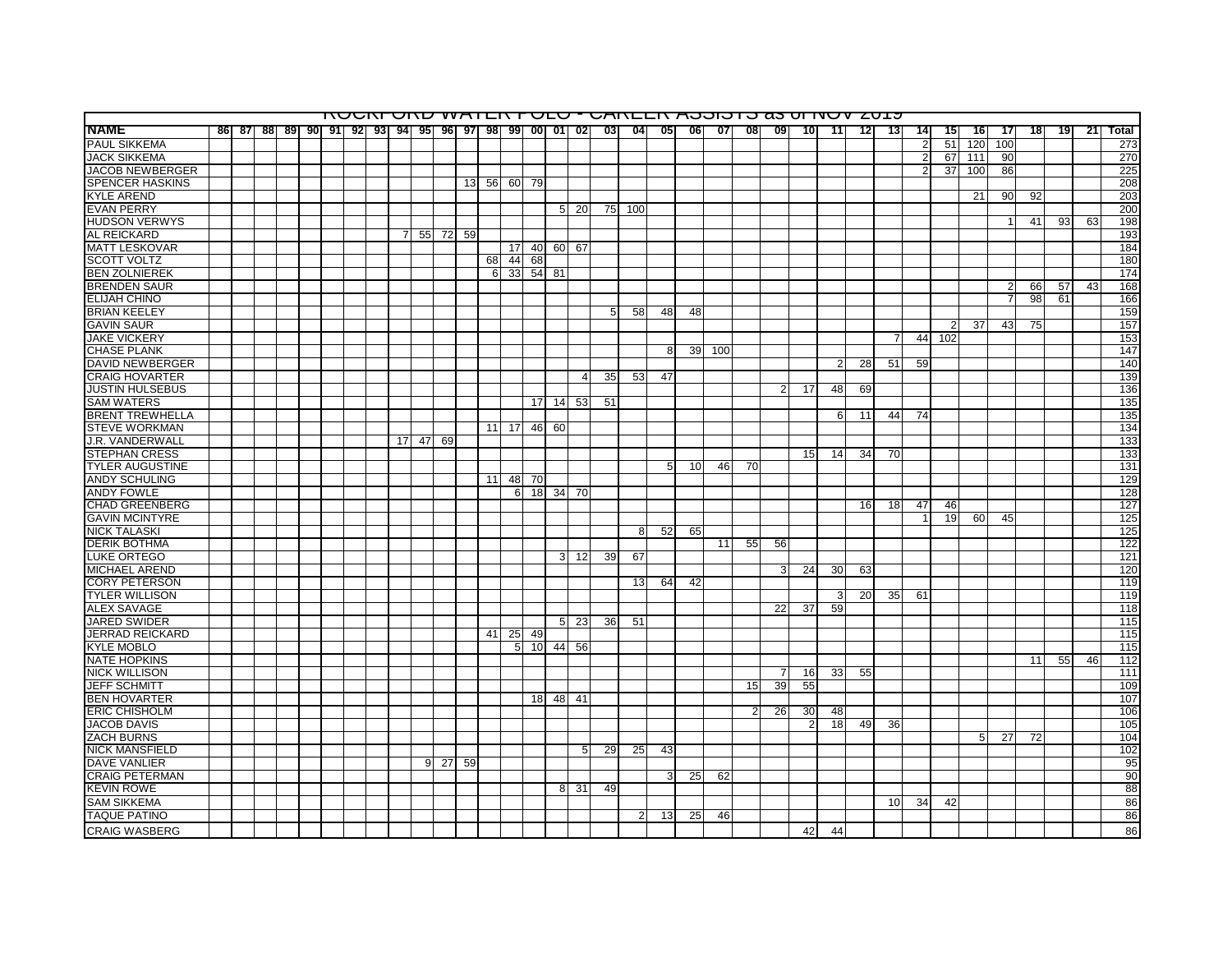# ROCKFORD WATER POLO - CAREER ASSISTS as of NOV 2019

| NAME | 86 | 87 | 88 | 89 | 90 | 91 | 92 | 93 | 94 | 95 | 96 | 97 | 98 | 99 | 00 | 01 | 02 | 03 | 04 | 05 | 06 | 07 | 08 | 09 | 10 | 11 | 12 | 13 | 14 | 15 | 16 | 17 | 18 | 19 | 21 | Total |
|---|---|---|---|---|---|---|---|---|---|---|---|---|---|---|---|---|---|---|---|---|---|---|---|---|---|---|---|---|---|---|---|---|---|---|---|---|
| PAUL SIKKEMA | | | | | | | | | | | | | | | | | | | | | | | | | | | | | 2 | 51 | 120 | 100 | | | | 273 |
| JACK SIKKEMA | | | | | | | | | | | | | | | | | | | | | | | | | | | | | 2 | 67 | 111 | 90 | | | | 270 |
| JACOB NEWBERGER | | | | | | | | | | | | | | | | | | | | | | | | | | | | | 2 | 37 | 100 | 86 | | | | 225 |
| SPENCER HASKINS | | | | | | | | | | | | 13 | 56 | 60 | 79 | | | | | | | | | | | | | | | | | | | | | 208 |
| KYLE AREND | | | | | | | | | | | | | | | | | | | | | | | | | | | | | | | 21 | 90 | 92 | | | 203 |
| EVAN PERRY | | | | | | | | | | | | | | | | 5 | 20 | 75 | 100 | | | | | | | | | | | | | | | | | 200 |
| HUDSON VERWYS | | | | | | | | | | | | | | | | | | | | | | | | | | | | | | | | 1 | 41 | 93 | 63 | 198 |
| AL REICKARD | | | | | | | | | 7 | 55 | 72 | 59 | | | | | | | | | | | | | | | | | | | | | | | | 193 |
| MATT LESKOVAR | | | | | | | | | | | | | | 17 | 40 | 60 | 67 | | | | | | | | | | | | | | | | | | | 184 |
| SCOTT VOLTZ | | | | | | | | | | | | | 68 | 44 | 68 | | | | | | | | | | | | | | | | | | | | | 180 |
| BEN ZOLNIEREK | | | | | | | | | | | | | 6 | 33 | 54 | 81 | | | | | | | | | | | | | | | | | | | | 174 |
| BRENDEN SAUR | | | | | | | | | | | | | | | | | | | | | | | | | | | | | | | | 2 | 66 | 57 | 43 | 168 |
| ELIJAH CHINO | | | | | | | | | | | | | | | | | | | | | | | | | | | | | | | | 7 | 98 | 61 | | 166 |
| BRIAN KEELEY | | | | | | | | | | | | | | | | | | 5 | 58 | 48 | 48 | | | | | | | | | | | | | | | 159 |
| GAVIN SAUR | | | | | | | | | | | | | | | | | | | | | | | | | | | | | | 2 | 37 | 43 | 75 | | | 157 |
| JAKE VICKERY | | | | | | | | | | | | | | | | | | | | | | | | | | | | 7 | 44 | 102 | | | | | | 153 |
| CHASE PLANK | | | | | | | | | | | | | | | | | | | | 8 | 39 | 100 | | | | | | | | | | | | | | 147 |
| DAVID NEWBERGER | | | | | | | | | | | | | | | | | | | | | | | | | | 2 | 28 | 51 | 59 | | | | | | | 140 |
| CRAIG HOVARTER | | | | | | | | | | | | | | | | | 4 | 35 | 53 | 47 | | | | | | | | | | | | | | | | 139 |
| JUSTIN HULSEBUS | | | | | | | | | | | | | | | | | | | | | | | | 2 | 17 | 48 | 69 | | | | | | | | | 136 |
| SAM WATERS | | | | | | | | | | | | | | | 17 | 14 | 53 | 51 | | | | | | | | | | | | | | | | | | 135 |
| BRENT TREWHELLA | | | | | | | | | | | | | | | | | | | | | | | | | | 6 | 11 | 44 | 74 | | | | | | | 135 |
| STEVE WORKMAN | | | | | | | | | | | | | 11 | 17 | 46 | 60 | | | | | | | | | | | | | | | | | | | | 134 |
| J.R. VANDERWALL | | | | | | | | | 17 | 47 | 69 | | | | | | | | | | | | | | | | | | | | | | | | | 133 |
| STEPHAN CRESS | | | | | | | | | | | | | | | | | | | | | | | | | 15 | 14 | 34 | 70 | | | | | | | | 133 |
| TYLER AUGUSTINE | | | | | | | | | | | | | | | | | | | | 5 | 10 | 46 | 70 | | | | | | | | | | | | | 131 |
| ANDY SCHULING | | | | | | | | | | | | | 11 | 48 | 70 | | | | | | | | | | | | | | | | | | | | | 129 |
| ANDY FOWLE | | | | | | | | | | | | | | 6 | 18 | 34 | 70 | | | | | | | | | | | | | | | | | | | 128 |
| CHAD GREENBERG | | | | | | | | | | | | | | | | | | | | | | | | | | | 16 | 18 | 47 | 46 | | | | | | 127 |
| GAVIN MCINTYRE | | | | | | | | | | | | | | | | | | | | | | | | | | | | | 1 | 19 | 60 | 45 | | | | 125 |
| NICK TALASKI | | | | | | | | | | | | | | | | | | | 8 | 52 | 65 | | | | | | | | | | | | | | | 125 |
| DERIK BOTHMA | | | | | | | | | | | | | | | | | | | | | | 11 | 55 | 56 | | | | | | | | | | | | 122 |
| LUKE ORTEGO | | | | | | | | | | | | | | | | 3 | 12 | 39 | 67 | | | | | | | | | | | | | | | | | 121 |
| MICHAEL AREND | | | | | | | | | | | | | | | | | | | | | | | | 3 | 24 | 30 | 63 | | | | | | | | | 120 |
| CORY PETERSON | | | | | | | | | | | | | | | | | | | 13 | 64 | 42 | | | | | | | | | | | | | | | 119 |
| TYLER WILLISON | | | | | | | | | | | | | | | | | | | | | | | | | | 3 | 20 | 35 | 61 | | | | | | | 119 |
| ALEX SAVAGE | | | | | | | | | | | | | | | | | | | | | | | | 22 | 37 | 59 | | | | | | | | | | 118 |
| JARED SWIDER | | | | | | | | | | | | | | | | 5 | 23 | 36 | 51 | | | | | | | | | | | | | | | | | 115 |
| JERRAD REICKARD | | | | | | | | | | | | | 41 | 25 | 49 | | | | | | | | | | | | | | | | | | | | | 115 |
| KYLE MOBLO | | | | | | | | | | | | | | 5 | 10 | 44 | 56 | | | | | | | | | | | | | | | | | | | 115 |
| NATE HOPKINS | | | | | | | | | | | | | | | | | | | | | | | | | | | | | | | | | 11 | 55 | 46 | 112 |
| NICK WILLISON | | | | | | | | | | | | | | | | | | | | | | | | 7 | 16 | 33 | 55 | | | | | | | | | 111 |
| JEFF SCHMITT | | | | | | | | | | | | | | | | | | | | | | | 15 | 39 | 55 | | | | | | | | | | | 109 |
| BEN HOVARTER | | | | | | | | | | | | | | | 18 | 48 | 41 | | | | | | | | | | | | | | | | | | | 107 |
| ERIC CHISHOLM | | | | | | | | | | | | | | | | | | | | | | | 2 | 26 | 30 | 48 | | | | | | | | | | 106 |
| JACOB DAVIS | | | | | | | | | | | | | | | | | | | | | | | | | 2 | 18 | 49 | 36 | | | | | | | | 105 |
| ZACH BURNS | | | | | | | | | | | | | | | | | | | | | | | | | | | | | | | 5 | 27 | 72 | | | 104 |
| NICK MANSFIELD | | | | | | | | | | | | | | | | | 5 | 29 | 25 | 43 | | | | | | | | | | | | | | | | 102 |
| DAVE VANLIER | | | | | | | | | | 9 | 27 | 59 | | | | | | | | | | | | | | | | | | | | | | | | 95 |
| CRAIG PETERMAN | | | | | | | | | | | | | | | | | | | | 3 | 25 | 62 | | | | | | | | | | | | | | 90 |
| KEVIN ROWE | | | | | | | | | | | | | | | | 8 | 31 | 49 | | | | | | | | | | | | | | | | | | 88 |
| SAM SIKKEMA | | | | | | | | | | | | | | | | | | | | | | | | | | | | 10 | 34 | 42 | | | | | | 86 |
| TAQUE PATINO | | | | | | | | | | | | | | | | | | | 2 | 13 | 25 | 46 | | | | | | | | | | | | | | 86 |
| CRAIG WASBERG | | | | | | | | | | | | | | | | | | | | | | | | | 42 | 44 | | | | | | | | | | 86 |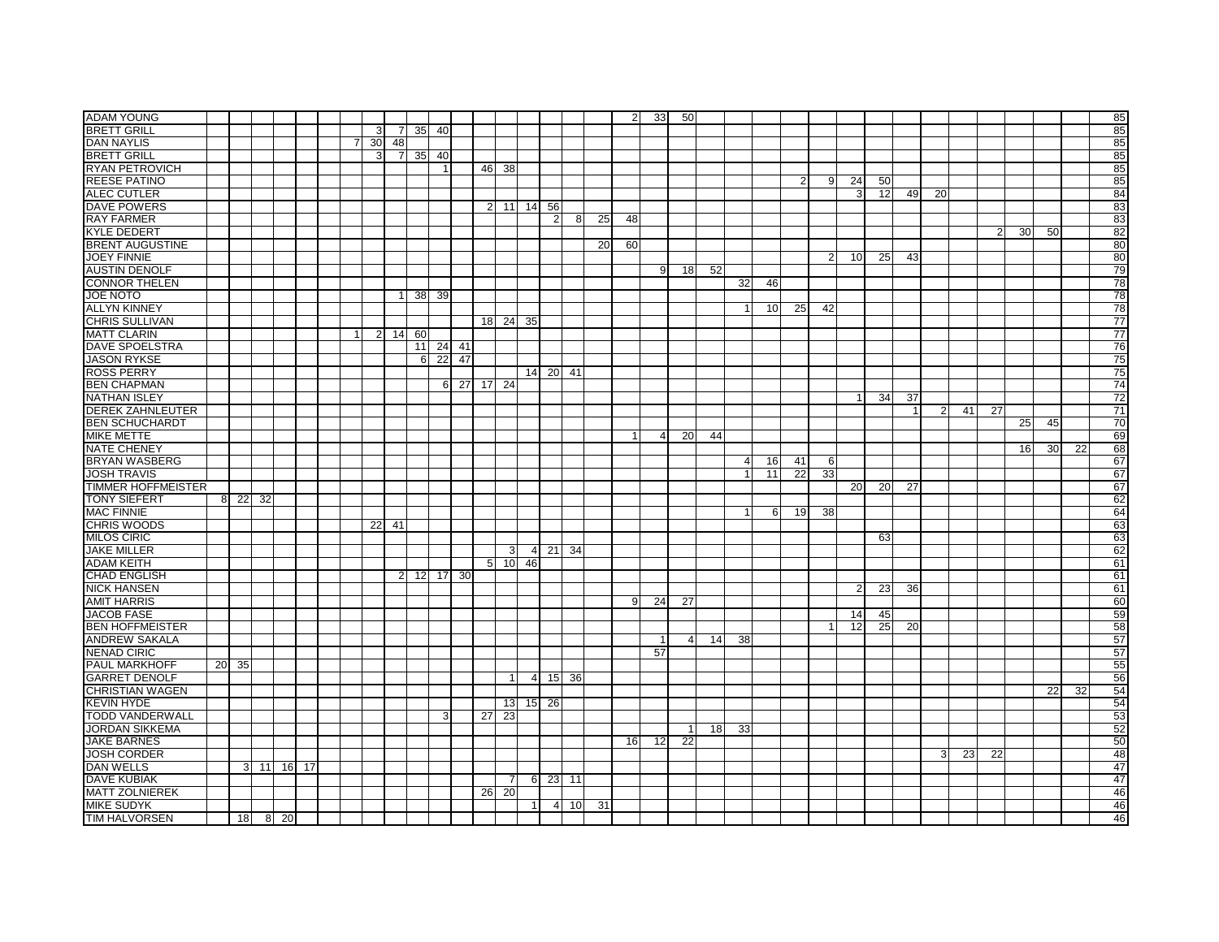| | | | | | | | | | | | | | | | | | | | | | | | | | | | | | | | | | | | | | |
|---|---|---|---|---|---|---|---|---|---|---|---|---|---|---|---|---|---|---|---|---|---|---|---|---|---|---|---|---|---|---|---|---|---|---|---|---|---|
| ADAM YOUNG | | | | | | | | | | | | | | | | | | | | 2 | 33 | 50 | | | | | | | | | | | | | | | 85 |
| BRETT GRILL | | | | | | | | | 3 | 7 | 35 | 40 | | | | | | | | | | | | | | | | | | | | | | | | | 85 |
| DAN NAYLIS | | | | | | | | 7 | 30 | 48 | | | | | | | | | | | | | | | | | | | | | | | | | | | 85 |
| BRETT GRILL | | | | | | | | | 3 | 7 | 35 | 40 | | | | | | | | | | | | | | | | | | | | | | | | | 85 |
| RYAN PETROVICH | | | | | | | | | | | | 1 | | 46 | 38 | | | | | | | | | | | | | | | | | | | | | | 85 |
| REESE PATINO | | | | | | | | | | | | | | | | | | | | | | | | | | 2 | 9 | 24 | 50 | | | | | | | | 85 |
| ALEC CUTLER | | | | | | | | | | | | | | | | | | | | | | | | | | | | 3 | 12 | 49 | 20 | | | | | | 84 |
| DAVE POWERS | | | | | | | | | | | | | | 2 | 11 | 14 | 56 | | | | | | | | | | | | | | | | | | | | 83 |
| RAY FARMER | | | | | | | | | | | | | | | | | 2 | 8 | 25 | 48 | | | | | | | | | | | | | | | | | 83 |
| KYLE DEDERT | | | | | | | | | | | | | | | | | | | | | | | | | | | | | | | | | 2 | 30 | 50 | | 82 |
| BRENT AUGUSTINE | | | | | | | | | | | | | | | | | | | 20 | 60 | | | | | | | | | | | | | | | | | 80 |
| JOEY FINNIE | | | | | | | | | | | | | | | | | | | | | | | | | | | 2 | 10 | 25 | 43 | | | | | | | 80 |
| AUSTIN DENOLF | | | | | | | | | | | | | | | | | | | | | 9 | 18 | 52 | | | | | | | | | | | | | | 79 |
| CONNOR THELEN | | | | | | | | | | | | | | | | | | | | | | | | 32 | 46 | | | | | | | | | | | | 78 |
| JOE NOTO | | | | | | | | | | 1 | 38 | 39 | | | | | | | | | | | | | | | | | | | | | | | | | 78 |
| ALLYN KINNEY | | | | | | | | | | | | | | | | | | | | | | | | 1 | 10 | 25 | 42 | | | | | | | | | | 78 |
| CHRIS SULLIVAN | | | | | | | | | | | | | | 18 | 24 | 35 | | | | | | | | | | | | | | | | | | | | | 77 |
| MATT CLARIN | | | | | | | | 1 | 2 | 14 | 60 | | | | | | | | | | | | | | | | | | | | | | | | | | 77 |
| DAVE SPOELSTRA | | | | | | | | | | | 11 | 24 | 41 | | | | | | | | | | | | | | | | | | | | | | | | 76 |
| JASON RYKSE | | | | | | | | | | | 6 | 22 | 47 | | | | | | | | | | | | | | | | | | | | | | | | 75 |
| ROSS PERRY | | | | | | | | | | | | | | | | 14 | 20 | 41 | | | | | | | | | | | | | | | | | | | 75 |
| BEN CHAPMAN | | | | | | | | | | | | 6 | 27 | 17 | 24 | | | | | | | | | | | | | | | | | | | | | | 74 |
| NATHAN ISLEY | | | | | | | | | | | | | | | | | | | | | | | | | | | | 1 | 34 | 37 | | | | | | | 72 |
| DEREK ZAHNLEUTER | | | | | | | | | | | | | | | | | | | | | | | | | | | | | | 1 | 2 | 41 | 27 | | | | 71 |
| BEN SCHUCHARDT | | | | | | | | | | | | | | | | | | | | | | | | | | | | | | | | | | 25 | 45 | | 70 |
| MIKE METTE | | | | | | | | | | | | | | | | | | | | 1 | 4 | 20 | 44 | | | | | | | | | | | | | | 69 |
| NATE CHENEY | | | | | | | | | | | | | | | | | | | | | | | | | | | | | | | | | | 16 | 30 | 22 | 68 |
| BRYAN WASBERG | | | | | | | | | | | | | | | | | | | | | | | | 4 | 16 | 41 | 6 | | | | | | | | | | 67 |
| JOSH TRAVIS | | | | | | | | | | | | | | | | | | | | | | | | 1 | 11 | 22 | 33 | | | | | | | | | | 67 |
| TIMMER HOFFMEISTER | | | | | | | | | | | | | | | | | | | | | | | | | | | | 20 | 20 | 27 | | | | | | | 67 |
| TONY SIEFERT | 8 | 22 | 32 | | | | | | | | | | | | | | | | | | | | | | | | | | | | | | | | | | 62 |
| MAC FINNIE | | | | | | | | | | | | | | | | | | | | | | | | 1 | 6 | 19 | 38 | | | | | | | | | | 64 |
| CHRIS WOODS | | | | | | | | | 22 | 41 | | | | | | | | | | | | | | | | | | | | | | | | | | | 63 |
| MILOS CIRIC | | | | | | | | | | | | | | | | | | | | | | | | | | | | | 63 | | | | | | | | 63 |
| JAKE MILLER | | | | | | | | | | | | | | | 3 | 4 | 21 | 34 | | | | | | | | | | | | | | | | | | | 62 |
| ADAM KEITH | | | | | | | | | | | | | | 5 | 10 | 46 | | | | | | | | | | | | | | | | | | | | | 61 |
| CHAD ENGLISH | | | | | | | | | | 2 | 12 | 17 | 30 | | | | | | | | | | | | | | | | | | | | | | | | 61 |
| NICK HANSEN | | | | | | | | | | | | | | | | | | | | | | | | | | | | 2 | 23 | 36 | | | | | | | 61 |
| AMIT HARRIS | | | | | | | | | | | | | | | | | | | | 9 | 24 | 27 | | | | | | | | | | | | | | | 60 |
| JACOB FASE | | | | | | | | | | | | | | | | | | | | | | | | | | | | 14 | 45 | | | | | | | | 59 |
| BEN HOFFMEISTER | | | | | | | | | | | | | | | | | | | | | | | | | | | 1 | 12 | 25 | 20 | | | | | | | 58 |
| ANDREW SAKALA | | | | | | | | | | | | | | | | | | | | | 1 | 4 | 14 | 38 | | | | | | | | | | | | | 57 |
| NENAD CIRIC | | | | | | | | | | | | | | | | | | | | | 57 | | | | | | | | | | | | | | | | 57 |
| PAUL MARKHOFF | 20 | 35 | | | | | | | | | | | | | | | | | | | | | | | | | | | | | | | | | | | 55 |
| GARRET DENOLF | | | | | | | | | | | | | | | 1 | 4 | 15 | 36 | | | | | | | | | | | | | | | | | | | 56 |
| CHRISTIAN WAGEN | | | | | | | | | | | | | | | | | | | | | | | | | | | | | | | | | | | 22 | 32 | 54 |
| KEVIN HYDE | | | | | | | | | | | | | | | 13 | 15 | 26 | | | | | | | | | | | | | | | | | | | | 54 |
| TODD VANDERWALL | | | | | | | | | | | | 3 | | 27 | 23 | | | | | | | | | | | | | | | | | | | | | | 53 |
| JORDAN SIKKEMA | | | | | | | | | | | | | | | | | | | | | | 1 | 18 | 33 | | | | | | | | | | | | | 52 |
| JAKE BARNES | | | | | | | | | | | | | | | | | | | | 16 | 12 | 22 | | | | | | | | | | | | | | | 50 |
| JOSH CORDER | | | | | | | | | | | | | | | | | | | | | | | | | | | | | | | 3 | 23 | 22 | | | | 48 |
| DAN WELLS | | 3 | 11 | 16 | 17 | | | | | | | | | | | | | | | | | | | | | | | | | | | | | | | | 47 |
| DAVE KUBIAK | | | | | | | | | | | | | | | 7 | 6 | 23 | 11 | | | | | | | | | | | | | | | | | | | 47 |
| MATT ZOLNIEREK | | | | | | | | | | | | | | 26 | 20 | | | | | | | | | | | | | | | | | | | | | | 46 |
| MIKE SUDYK | | | | | | | | | | | | | | | | 1 | 4 | 10 | 31 | | | | | | | | | | | | | | | | | | 46 |
| TIM HALVORSEN | | 18 | 8 | 20 | | | | | | | | | | | | | | | | | | | | | | | | | | | | | | | | | 46 |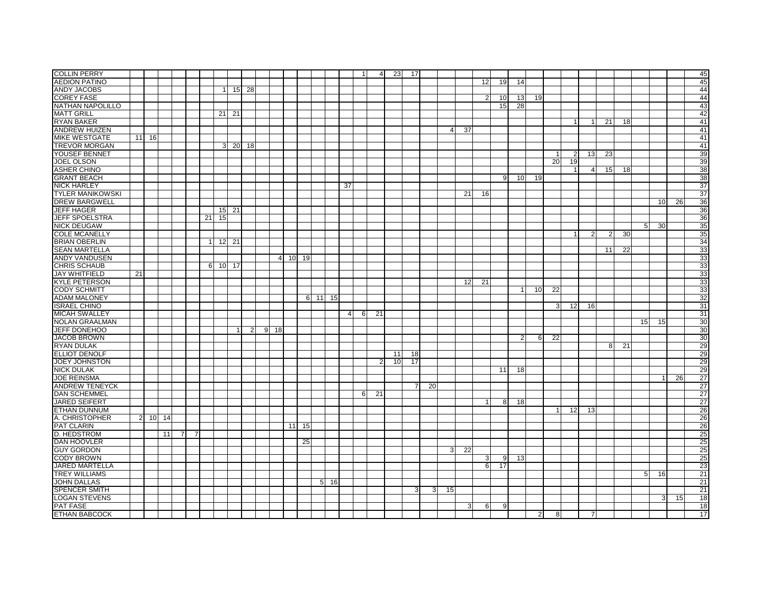| | | | | | | | | | | | | | | | | | | | | | | | | | | | | | | | | | | | | | |
|---|---|---|---|---|---|---|---|---|---|---|---|---|---|---|---|---|---|---|---|---|---|---|---|---|---|---|---|---|---|---|---|---|---|---|---|---|---|
| COLLIN PERRY | | | | | | | | | | | | | | | | | 1 | 4 | 23 | 17 | | | | | | | | | | | | | | | | | 45 |
| AEDION PATINO | | | | | | | | | | | | | | | | | | | | | | | | 12 | 19 | 14 | | | | | | | | | | | 45 |
| ANDY JACOBS | | | | | | | 1 | 15 | 28 | | | | | | | | | | | | | | | | | | | | | | | | | | | | 44 |
| COREY FASE | | | | | | | | | | | | | | | | | | | | | | | | 2 | 10 | 13 | 19 | | | | | | | | | | 44 |
| NATHAN NAPOLILLO | | | | | | | | | | | | | | | | | | | | | | | | | 15 | 28 | | | | | | | | | | | 43 |
| MATT GRILL | | | | | | | 21 | 21 | | | | | | | | | | | | | | | | | | | | | | | | | | | | | 42 |
| RYAN BAKER | | | | | | | | | | | | | | | | | | | | | | | | | | | | | 1 | 1 | 21 | 18 | | | | | 41 |
| ANDREW HUIZEN | | | | | | | | | | | | | | | | | | | | | | 4 | 37 | | | | | | | | | | | | | | 41 |
| MIKE WESTGATE | 11 | 16 | | | | | | | | | | | | | | | | | | | | | | | | | | | | | | | | | | | 41 |
| TREVOR MORGAN | | | | | | | 3 | 20 | 18 | | | | | | | | | | | | | | | | | | | | | | | | | | | | 41 |
| YOUSEF BENNET | | | | | | | | | | | | | | | | | | | | | | | | | | | | 1 | 2 | 13 | 23 | | | | | | 39 |
| JOEL OLSON | | | | | | | | | | | | | | | | | | | | | | | | | | | | 20 | 19 | | | | | | | | 39 |
| ASHER CHINO | | | | | | | | | | | | | | | | | | | | | | | | | | | | | 1 | 4 | 15 | 18 | | | | | 38 |
| GRANT BEACH | | | | | | | | | | | | | | | | | | | | | | | | | 9 | 10 | 19 | | | | | | | | | | 38 |
| NICK HARLEY | | | | | | | | | | | | | | | | 37 | | | | | | | | | | | | | | | | | | | | | 37 |
| TYLER MANIKOWSKI | | | | | | | | | | | | | | | | | | | | | | | 21 | 16 | | | | | | | | | | | | | 37 |
| DREW BARGWELL | | | | | | | | | | | | | | | | | | | | | | | | | | | | | | | | | | 10 | 26 | | 36 |
| JEFF HAGER | | | | | | | 15 | 21 | | | | | | | | | | | | | | | | | | | | | | | | | | | | | 36 |
| JEFF SPOELSTRA | | | | | | 21 | 15 | | | | | | | | | | | | | | | | | | | | | | | | | | | | | | 36 |
| NICK DEUGAW | | | | | | | | | | | | | | | | | | | | | | | | | | | | | | | | | 5 | 30 | | | 35 |
| COLE MCANELLY | | | | | | | | | | | | | | | | | | | | | | | | | | | | | 1 | 2 | 2 | 30 | | | | | 35 |
| BRIAN OBERLIN | | | | | | 1 | 12 | 21 | | | | | | | | | | | | | | | | | | | | | | | | | | | | | 34 |
| SEAN MARTELLA | | | | | | | | | | | | | | | | | | | | | | | | | | | | | | | 11 | 22 | | | | | 33 |
| ANDY VANDUSEN | | | | | | | | | | | 4 | 10 | 19 | | | | | | | | | | | | | | | | | | | | | | | | 33 |
| CHRIS SCHAUB | | | | | | 6 | 10 | 17 | | | | | | | | | | | | | | | | | | | | | | | | | | | | | 33 |
| JAY WHITFIELD | 21 | | | | | | | | | | | | | | | | | | | | | | | | | | | | | | | | | | | | 33 |
| KYLE PETERSON | | | | | | | | | | | | | | | | | | | | | | | 12 | 21 | | | | | | | | | | | | | 33 |
| CODY SCHMITT | | | | | | | | | | | | | | | | | | | | | | | | | | 1 | 10 | 22 | | | | | | | | | 33 |
| ADAM MALONEY | | | | | | | | | | | | | 6 | 11 | 15 | | | | | | | | | | | | | | | | | | | | | | 32 |
| ISRAEL CHINO | | | | | | | | | | | | | | | | | | | | | | | | | | | | 3 | 12 | 16 | | | | | | | 31 |
| MICAH SWALLEY | | | | | | | | | | | | | | | | 4 | 6 | 21 | | | | | | | | | | | | | | | | | | | 31 |
| NOLAN GRAALMAN | | | | | | | | | | | | | | | | | | | | | | | | | | | | | | | | | 15 | 15 | | | 30 |
| JEFF DONEHOO | | | | | | | | 1 | 2 | 9 | 18 | | | | | | | | | | | | | | | | | | | | | | | | | | 30 |
| JACOB BROWN | | | | | | | | | | | | | | | | | | | | | | | | | | 2 | 6 | 22 | | | | | | | | | 30 |
| RYAN DULAK | | | | | | | | | | | | | | | | | | | | | | | | | | | | | | | 8 | 21 | | | | | 29 |
| ELLIOT DENOLF | | | | | | | | | | | | | | | | | | | 11 | 18 | | | | | | | | | | | | | | | | | 29 |
| JOEY JOHNSTON | | | | | | | | | | | | | | | | | | 2 | 10 | 17 | | | | | | | | | | | | | | | | | 29 |
| NICK DULAK | | | | | | | | | | | | | | | | | | | | | | | | | 11 | 18 | | | | | | | | | | | 29 |
| JOE REINSMA | | | | | | | | | | | | | | | | | | | | | | | | | | | | | | | | | | 1 | 26 | | 27 |
| ANDREW TENEYCK | | | | | | | | | | | | | | | | | | | | 7 | 20 | | | | | | | | | | | | | | | | 27 |
| DAN SCHEMMEL | | | | | | | | | | | | | | | | | 6 | 21 | | | | | | | | | | | | | | | | | | | 27 |
| JARED SEIFERT | | | | | | | | | | | | | | | | | | | | | | | | 1 | 8 | 18 | | | | | | | | | | | 27 |
| ETHAN DUNNUM | | | | | | | | | | | | | | | | | | | | | | | | | | | | 1 | 12 | 13 | | | | | | | 26 |
| A. CHRISTOPHER | 2 | 10 | 14 | | | | | | | | | | | | | | | | | | | | | | | | | | | | | | | | | | 26 |
| PAT CLARIN | | | | | | | | | | | | 11 | 15 | | | | | | | | | | | | | | | | | | | | | | | | 26 |
| D. HEDSTROM | | | 11 | 7 | 7 | | | | | | | | | | | | | | | | | | | | | | | | | | | | | | | | 25 |
| DAN HOOVLER | | | | | | | | | | | | | 25 | | | | | | | | | | | | | | | | | | | | | | | | 25 |
| GUY GORDON | | | | | | | | | | | | | | | | | | | | | | 3 | 22 | | | | | | | | | | | | | | 25 |
| CODY BROWN | | | | | | | | | | | | | | | | | | | | | | | | 3 | 9 | 13 | | | | | | | | | | | 25 |
| JARED MARTELLA | | | | | | | | | | | | | | | | | | | | | | | | 6 | 17 | | | | | | | | | | | | 23 |
| TREY WILLIAMS | | | | | | | | | | | | | | | | | | | | | | | | | | | | | | | | | 5 | 16 | | | 21 |
| JOHN DALLAS | | | | | | | | | | | | | | 5 | 16 | | | | | | | | | | | | | | | | | | | | | | 21 |
| SPENCER SMITH | | | | | | | | | | | | | | | | | | | | 3 | 3 | 15 | | | | | | | | | | | | | | | 21 |
| LOGAN STEVENS | | | | | | | | | | | | | | | | | | | | | | | | | | | | | | | | | | 3 | 15 | | 18 |
| PAT FASE | | | | | | | | | | | | | | | | | | | | | | | 3 | 6 | 9 | | | | | | | | | | | | 18 |
| ETHAN BABCOCK | | | | | | | | | | | | | | | | | | | | | | | | | | | 2 | 8 | | 7 | | | | | | | 17 |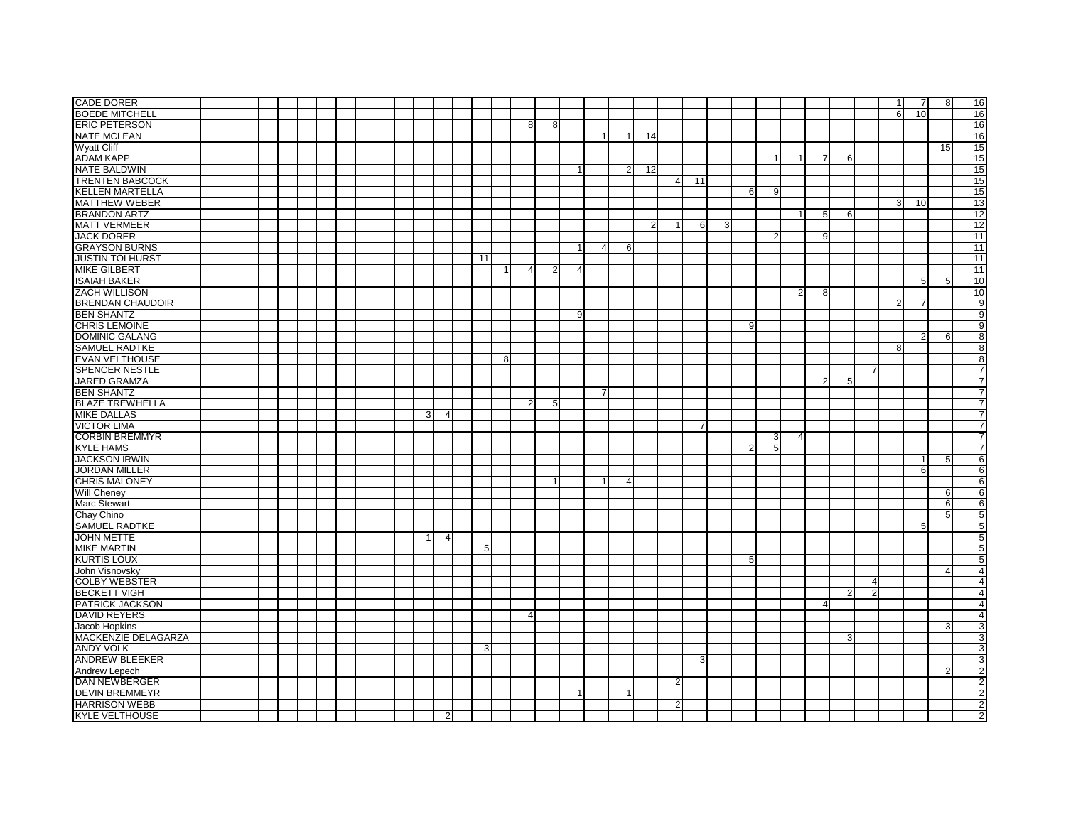| | | | | | | | | | | | | | | | | | | | | | | | | | | | | | | | | | | | | |
|---|---|---|---|---|---|---|---|---|---|---|---|---|---|---|---|---|---|---|---|---|---|---|---|---|---|---|---|---|---|---|---|---|---|---|---|---|
| CADE DORER | | | | | | | | | | | | | | | | | | | | | | | | | | | | | | | | 1 | 7 | 8 | 16 |
| BOEDE MITCHELL | | | | | | | | | | | | | | | | | | | | | | | | | | | | | | | | 6 | 10 | | 16 |
| ERIC PETERSON | | | | | | | | | | | | | | | | | 8 | 8 | | | | | | | | | | | | | | | | | 16 |
| NATE MCLEAN | | | | | | | | | | | | | | | | | | | | 1 | 1 | 14 | | | | | | | | | | | | | 16 |
| Wyatt Cliff | | | | | | | | | | | | | | | | | | | | | | | | | | | | | | | | | | 15 | 15 |
| ADAM KAPP | | | | | | | | | | | | | | | | | | | | | | | | | | | 1 | 1 | 7 | 6 | | | | | 15 |
| NATE BALDWIN | | | | | | | | | | | | | | | | | | | 1 | | 2 | 12 | | | | | | | | | | | | | 15 |
| TRENTEN BABCOCK | | | | | | | | | | | | | | | | | | | | | | | 4 | 11 | | | | | | | | | | | 15 |
| KELLEN MARTELLA | | | | | | | | | | | | | | | | | | | | | | | | | | 6 | 9 | | | | | | | | 15 |
| MATTHEW WEBER | | | | | | | | | | | | | | | | | | | | | | | | | | | | | | | | 3 | 10 | | 13 |
| BRANDON ARTZ | | | | | | | | | | | | | | | | | | | | | | | | | | | | 1 | 5 | 6 | | | | | 12 |
| MATT VERMEER | | | | | | | | | | | | | | | | | | | | | | 2 | 1 | 6 | 3 | | | | | | | | | | 12 |
| JACK DORER | | | | | | | | | | | | | | | | | | | | | | | | | | | 2 | | 9 | | | | | | 11 |
| GRAYSON BURNS | | | | | | | | | | | | | | | | | | | 1 | 4 | 6 | | | | | | | | | | | | | | 11 |
| JUSTIN TOLHURST | | | | | | | | | | | | | | | 11 | | | | | | | | | | | | | | | | | | | | 11 |
| MIKE GILBERT | | | | | | | | | | | | | | | | 1 | 4 | 2 | 4 | | | | | | | | | | | | | | | | 11 |
| ISAIAH BAKER | | | | | | | | | | | | | | | | | | | | | | | | | | | | | | | | | 5 | 5 | 10 |
| ZACH WILLISON | | | | | | | | | | | | | | | | | | | | | | | | | | | | 2 | 8 | | | | | | 10 |
| BRENDAN CHAUDOIR | | | | | | | | | | | | | | | | | | | | | | | | | | | | | | | | 2 | 7 | | 9 |
| BEN SHANTZ | | | | | | | | | | | | | | | | | | | 9 | | | | | | | | | | | | | | | | 9 |
| CHRIS LEMOINE | | | | | | | | | | | | | | | | | | | | | | | | | | 9 | | | | | | | | | 9 |
| DOMINIC GALANG | | | | | | | | | | | | | | | | | | | | | | | | | | | | | | | | | 2 | 6 | 8 |
| SAMUEL RADTKE | | | | | | | | | | | | | | | | | | | | | | | | | | | | | | | | 8 | | | 8 |
| EVAN VELTHOUSE | | | | | | | | | | | | | | | | 8 | | | | | | | | | | | | | | | | | | | 8 |
| SPENCER NESTLE | | | | | | | | | | | | | | | | | | | | | | | | | | | | | | | 7 | | | | 7 |
| JARED GRAMZA | | | | | | | | | | | | | | | | | | | | | | | | | | | | | 2 | 5 | | | | | 7 |
| BEN SHANTZ | | | | | | | | | | | | | | | | | | | | 7 | | | | | | | | | | | | | | | 7 |
| BLAZE TREWHELLA | | | | | | | | | | | | | | | | | 2 | 5 | | | | | | | | | | | | | | | | | 7 |
| MIKE DALLAS | | | | | | | | | | | | | 3 | 4 | | | | | | | | | | | | | | | | | | | | | 7 |
| VICTOR LIMA | | | | | | | | | | | | | | | | | | | | | | | | 7 | | | | | | | | | | | 7 |
| CORBIN BREMMYR | | | | | | | | | | | | | | | | | | | | | | | | | | | 3 | 4 | | | | | | | 7 |
| KYLE HAMS | | | | | | | | | | | | | | | | | | | | | | | | | | 2 | 5 | | | | | | | | 7 |
| JACKSON IRWIN | | | | | | | | | | | | | | | | | | | | | | | | | | | | | | | | | 1 | 5 | 6 |
| JORDAN MILLER | | | | | | | | | | | | | | | | | | | | | | | | | | | | | | | | | 6 | | 6 |
| CHRIS MALONEY | | | | | | | | | | | | | | | | | | 1 | | 1 | 4 | | | | | | | | | | | | | | 6 |
| Will Cheney | | | | | | | | | | | | | | | | | | | | | | | | | | | | | | | | | | 6 | 6 |
| Marc Stewart | | | | | | | | | | | | | | | | | | | | | | | | | | | | | | | | | | 6 | 6 |
| Chay Chino | | | | | | | | | | | | | | | | | | | | | | | | | | | | | | | | | | 5 | 5 |
| SAMUEL RADTKE | | | | | | | | | | | | | | | | | | | | | | | | | | | | | | | | | 5 | | 5 |
| JOHN METTE | | | | | | | | | | | | | 1 | 4 | | | | | | | | | | | | | | | | | | | | | 5 |
| MIKE MARTIN | | | | | | | | | | | | | | | 5 | | | | | | | | | | | | | | | | | | | | 5 |
| KURTIS LOUX | | | | | | | | | | | | | | | | | | | | | | | | | | 5 | | | | | | | | | 5 |
| John Visnovsky | | | | | | | | | | | | | | | | | | | | | | | | | | | | | | | | | | 4 | 4 |
| COLBY WEBSTER | | | | | | | | | | | | | | | | | | | | | | | | | | | | | | | 4 | | | | 4 |
| BECKETT VIGH | | | | | | | | | | | | | | | | | | | | | | | | | | | | | | 2 | 2 | | | | 4 |
| PATRICK JACKSON | | | | | | | | | | | | | | | | | | | | | | | | | | | | | 4 | | | | | | 4 |
| DAVID REYERS | | | | | | | | | | | | | | | | | 4 | | | | | | | | | | | | | | | | | | 4 |
| Jacob Hopkins | | | | | | | | | | | | | | | | | | | | | | | | | | | | | | | | | | 3 | 3 |
| MACKENZIE DELAGARZA | | | | | | | | | | | | | | | | | | | | | | | | | | | | | | 3 | | | | | 3 |
| ANDY VOLK | | | | | | | | | | | | | | | 3 | | | | | | | | | | | | | | | | | | | | 3 |
| ANDREW BLEEKER | | | | | | | | | | | | | | | | | | | | | | | | 3 | | | | | | | | | | | 3 |
| Andrew Lepech | | | | | | | | | | | | | | | | | | | | | | | | | | | | | | | | | | 2 | 2 |
| DAN NEWBERGER | | | | | | | | | | | | | | | | | | | | | | | 2 | | | | | | | | | | | | 2 |
| DEVIN BREMMEYR | | | | | | | | | | | | | | | | | | | 1 | | 1 | | | | | | | | | | | | | | 2 |
| HARRISON WEBB | | | | | | | | | | | | | | | | | | | | | | | 2 | | | | | | | | | | | | 2 |
| KYLE VELTHOUSE | | | | | | | | | | | | | | 2 | | | | | | | | | | | | | | | | | | | | | 2 |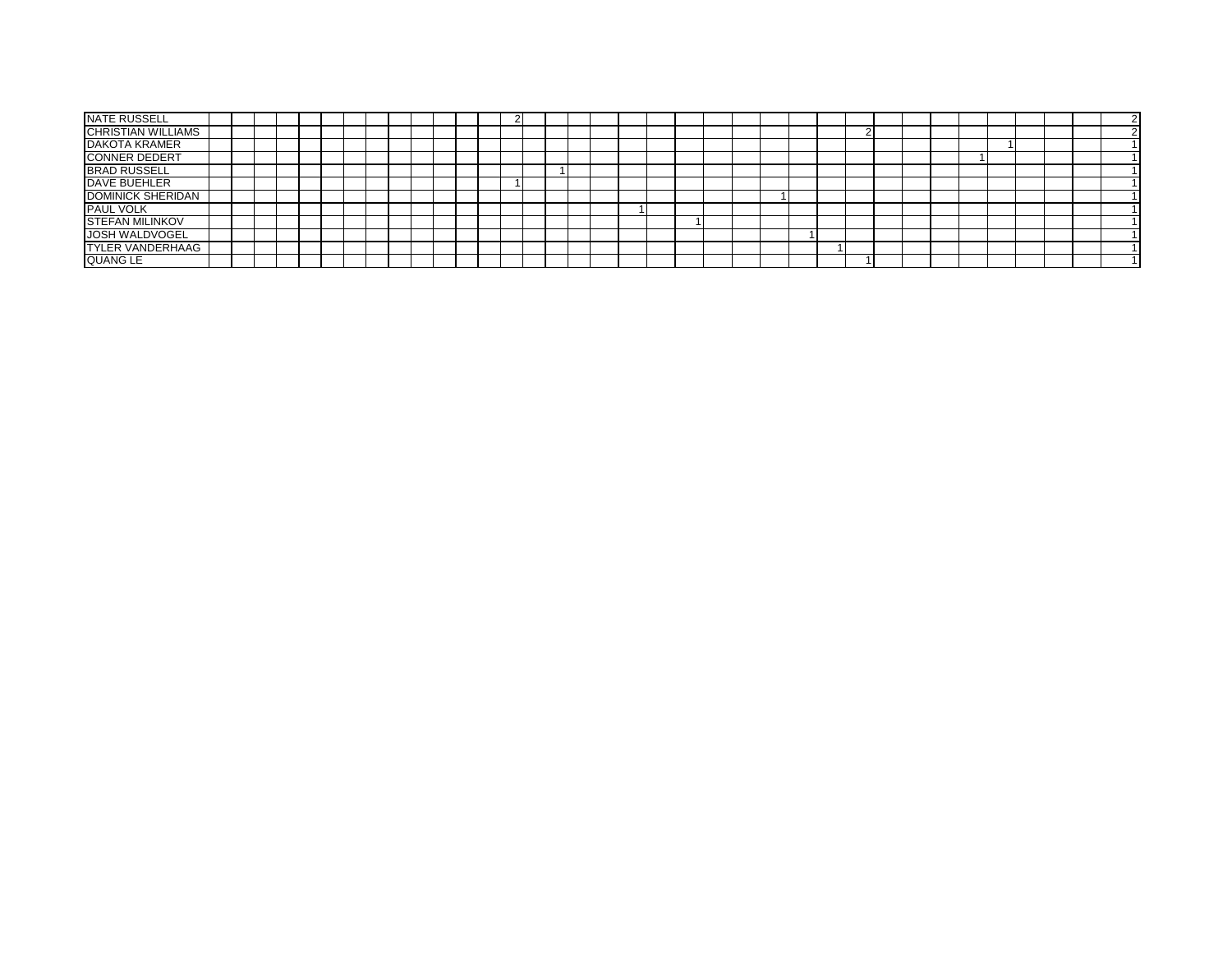| | | | | | | | | | | | | | | | | | | | | | | | | | | | | | | | | | | | | |
|---|---|---|---|---|---|---|---|---|---|---|---|---|---|---|---|---|---|---|---|---|---|---|---|---|---|---|---|---|---|---|---|---|---|---|---|---|
| NATE RUSSELL | | | | | | | | | | | | | | 2 | | | | | | | | | | | | | | | | | | | | | | 2 |
| CHRISTIAN WILLIAMS | | | | | | | | | | | | | | | | | | | | | | | | | | | 2 | | | | | | | | | 2 |
| DAKOTA KRAMER | | | | | | | | | | | | | | | | | | | | | | | | | | | | | | | | 1 | | | | 1 |
| CONNER DEDERT | | | | | | | | | | | | | | | | | | | | | | | | | | | | | | | 1 | | | | | 1 |
| BRAD RUSSELL | | | | | | | | | | | | | | | | 1 | | | | | | | | | | | | | | | | | | | | 1 |
| DAVE BUEHLER | | | | | | | | | | | | | | 1 | | | | | | | | | | | | | | | | | | | | | | 1 |
| DOMINICK SHERIDAN | | | | | | | | | | | | | | | | | | | | | | | | 1 | | | | | | | | | | | | 1 |
| PAUL VOLK | | | | | | | | | | | | | | | | | | | 1 | | | | | | | | | | | | | | | | | 1 |
| STEFAN MILINKOV | | | | | | | | | | | | | | | | | | | | | 1 | | | | | | | | | | | | | | | 1 |
| JOSH WALDVOGEL | | | | | | | | | | | | | | | | | | | | | | | | | 1 | | | | | | | | | | | 1 |
| TYLER VANDERHAAG | | | | | | | | | | | | | | | | | | | | | | | | | | 1 | | | | | | | | | | 1 |
| QUANG LE | | | | | | | | | | | | | | | | | | | | | | | | | | | 1 | | | | | | | | | 1 |